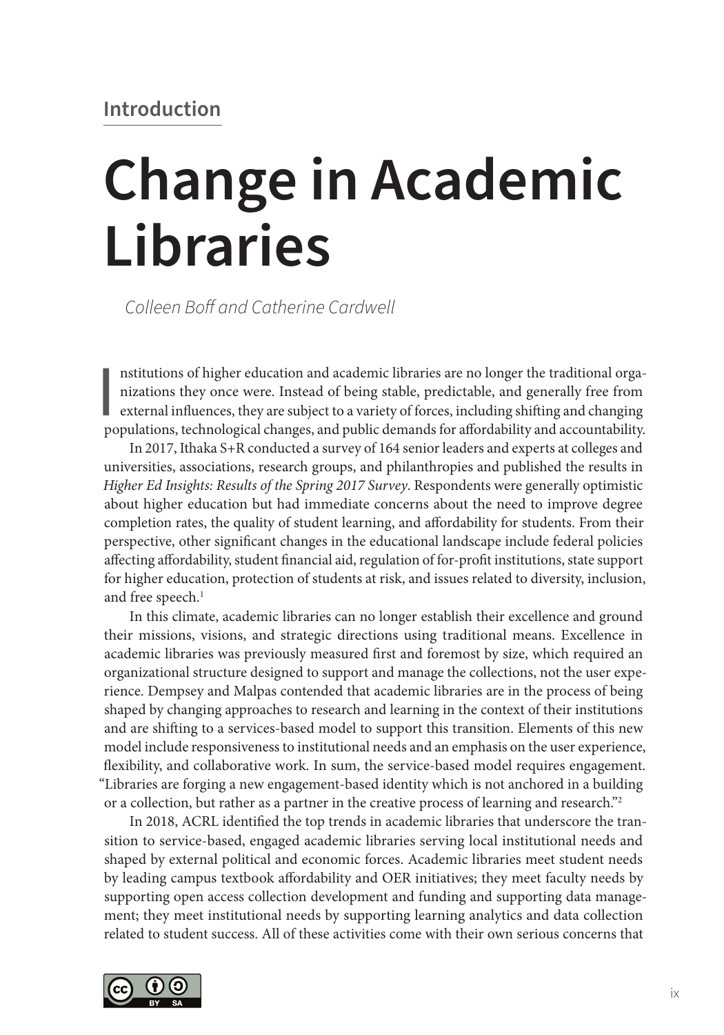## Introduction

# Change in Academic Libraries

*Colleen Boff and Catherine Cardwell*

Institutions of higher education and academic libraries are no longer the traditional organizations they once were. Instead of being stable, predictable, and generally free from external influences, they are subject to a variety of forces, including shifting and changing populations, technological changes, and public demands for affordability and accountability.

In 2017, Ithaka S+R conducted a survey of 164 senior leaders and experts at colleges and universities, associations, research groups, and philanthropies and published the results in *Higher Ed Insights: Results of the Spring 2017 Survey*. Respondents were generally optimistic about higher education but had immediate concerns about the need to improve degree completion rates, the quality of student learning, and affordability for students. From their perspective, other significant changes in the educational landscape include federal policies affecting affordability, student financial aid, regulation of for-profit institutions, state support for higher education, protection of students at risk, and issues related to diversity, inclusion, and free speech.[1]

In this climate, academic libraries can no longer establish their excellence and ground their missions, visions, and strategic directions using traditional means. Excellence in academic libraries was previously measured first and foremost by size, which required an organizational structure designed to support and manage the collections, not the user experience. Dempsey and Malpas contended that academic libraries are in the process of being shaped by changing approaches to research and learning in the context of their institutions and are shifting to a services-based model to support this transition. Elements of this new model include responsiveness to institutional needs and an emphasis on the user experience, flexibility, and collaborative work. In sum, the service-based model requires engagement. "Libraries are forging a new engagement-based identity which is not anchored in a building or a collection, but rather as a partner in the creative process of learning and research."[2]

In 2018, ACRL identified the top trends in academic libraries that underscore the transition to service-based, engaged academic libraries serving local institutional needs and shaped by external political and economic forces. Academic libraries meet student needs by leading campus textbook affordability and OER initiatives; they meet faculty needs by supporting open access collection development and funding and supporting data management; they meet institutional needs by supporting learning analytics and data collection related to student success. All of these activities come with their own serious concerns that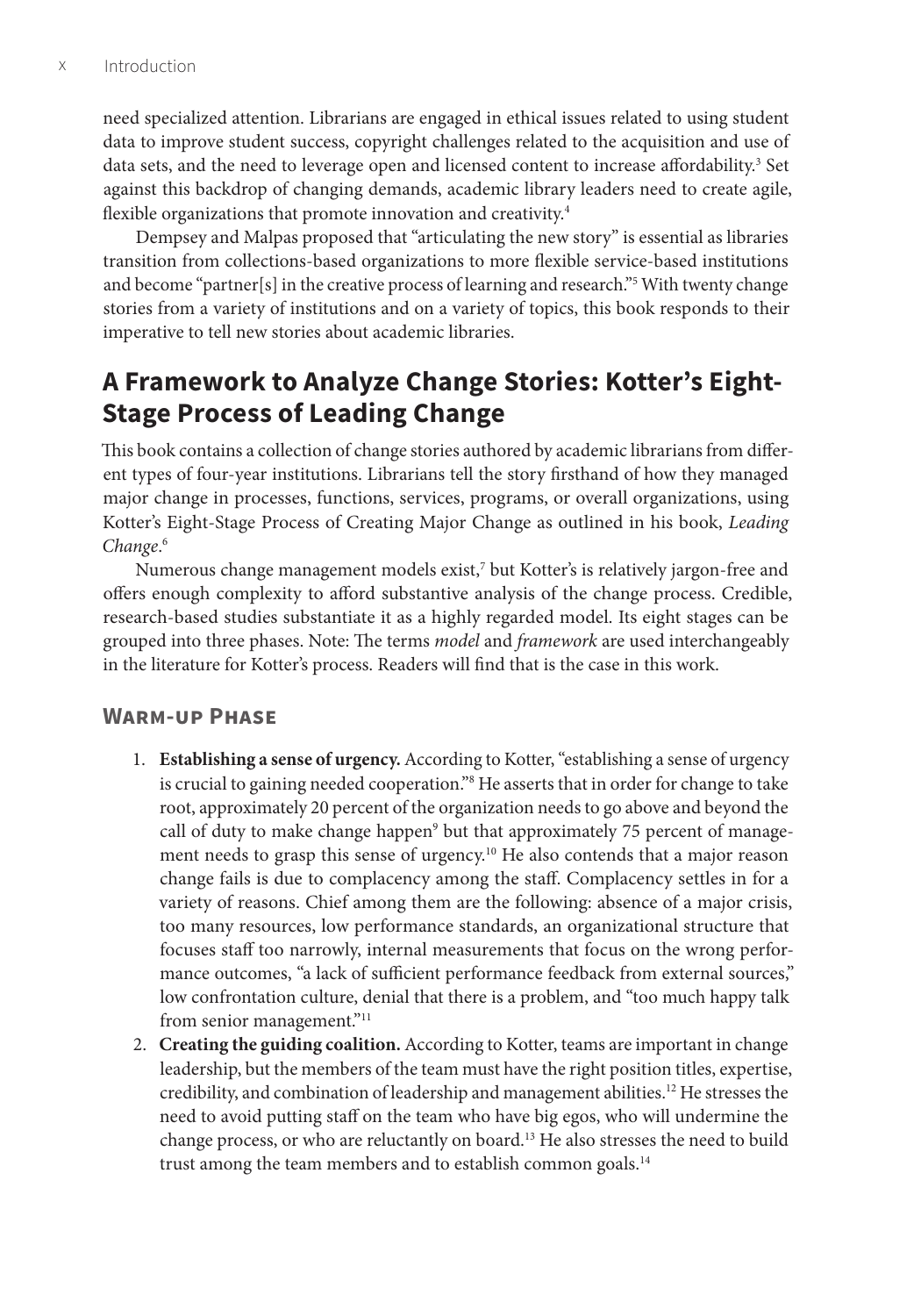need specialized attention. Librarians are engaged in ethical issues related to using student data to improve student success, copyright challenges related to the acquisition and use of data sets, and the need to leverage open and licensed content to increase affordability.[3] Set against this backdrop of changing demands, academic library leaders need to create agile, flexible organizations that promote innovation and creativity.[4]

Dempsey and Malpas proposed that "articulating the new story" is essential as libraries transition from collections-based organizations to more flexible service-based institutions and become "partner[s] in the creative process of learning and research."[5] With twenty change stories from a variety of institutions and on a variety of topics, this book responds to their imperative to tell new stories about academic libraries.

## A Framework to Analyze Change Stories: Kotter's Eight-Stage Process of Leading Change

This book contains a collection of change stories authored by academic librarians from different types of four-year institutions. Librarians tell the story firsthand of how they managed major change in processes, functions, services, programs, or overall organizations, using Kotter's Eight-Stage Process of Creating Major Change as outlined in his book, *Leading Change*.[6]

Numerous change management models exist,[7] but Kotter's is relatively jargon-free and offers enough complexity to afford substantive analysis of the change process. Credible, research-based studies substantiate it as a highly regarded model. Its eight stages can be grouped into three phases. Note: The terms *model* and *framework* are used interchangeably in the literature for Kotter's process. Readers will find that is the case in this work.

### Warm-up Phase

1. **Establishing a sense of urgency.** According to Kotter, "establishing a sense of urgency is crucial to gaining needed cooperation."[8] He asserts that in order for change to take root, approximately 20 percent of the organization needs to go above and beyond the call of duty to make change happen[9] but that approximately 75 percent of management needs to grasp this sense of urgency.[10] He also contends that a major reason change fails is due to complacency among the staff. Complacency settles in for a variety of reasons. Chief among them are the following: absence of a major crisis, too many resources, low performance standards, an organizational structure that focuses staff too narrowly, internal measurements that focus on the wrong performance outcomes, "a lack of sufficient performance feedback from external sources," low confrontation culture, denial that there is a problem, and "too much happy talk from senior management."[11]
2. **Creating the guiding coalition.** According to Kotter, teams are important in change leadership, but the members of the team must have the right position titles, expertise, credibility, and combination of leadership and management abilities.[12] He stresses the need to avoid putting staff on the team who have big egos, who will undermine the change process, or who are reluctantly on board.[13] He also stresses the need to build trust among the team members and to establish common goals.[14]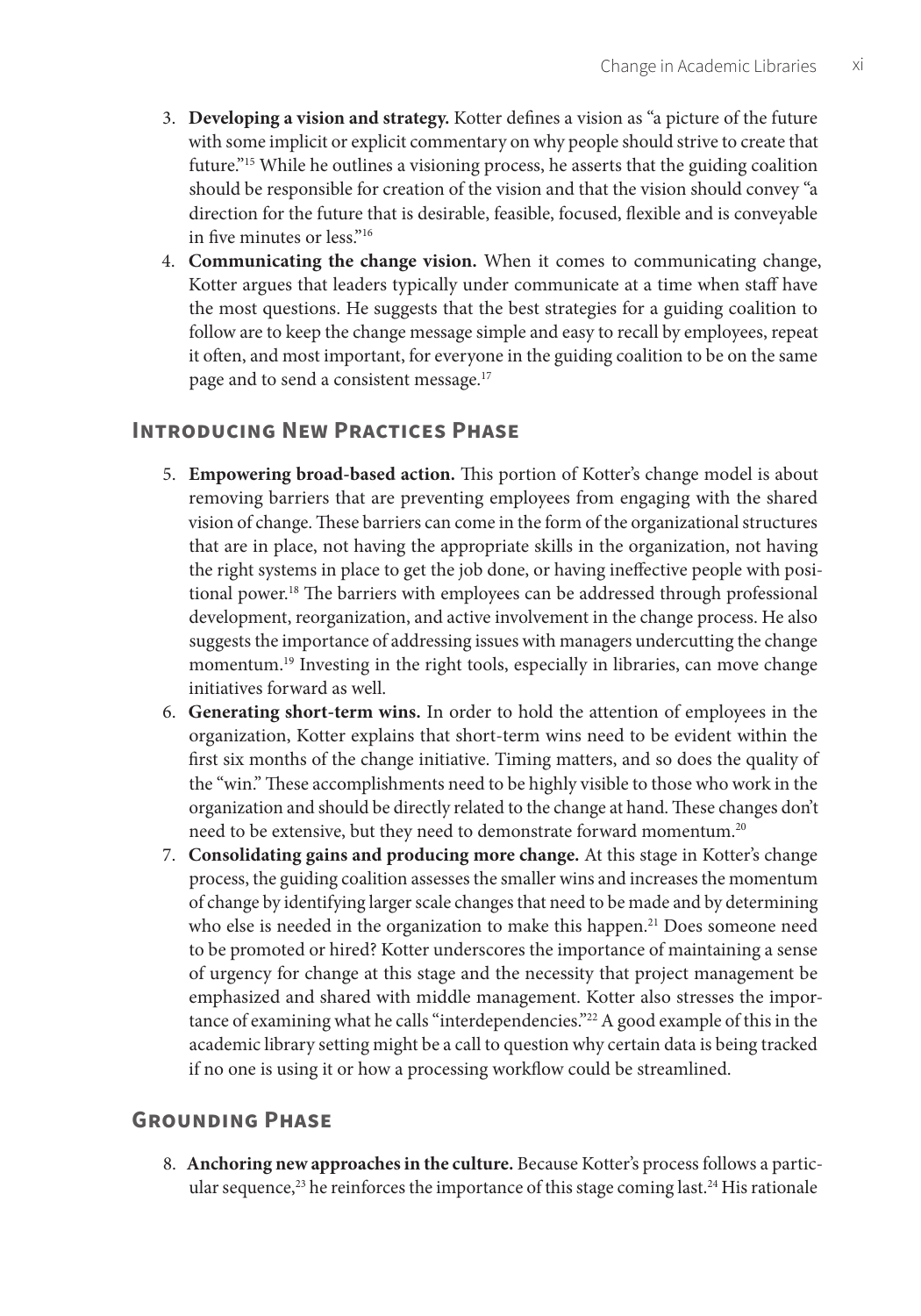3. **Developing a vision and strategy.** Kotter defines a vision as "a picture of the future with some implicit or explicit commentary on why people should strive to create that future."[15] While he outlines a visioning process, he asserts that the guiding coalition should be responsible for creation of the vision and that the vision should convey "a direction for the future that is desirable, feasible, focused, flexible and is conveyable in five minutes or less."[16]
4. **Communicating the change vision.** When it comes to communicating change, Kotter argues that leaders typically under communicate at a time when staff have the most questions. He suggests that the best strategies for a guiding coalition to follow are to keep the change message simple and easy to recall by employees, repeat it often, and most important, for everyone in the guiding coalition to be on the same page and to send a consistent message.[17]

## Introducing New Practices Phase

5. **Empowering broad-based action.** This portion of Kotter's change model is about removing barriers that are preventing employees from engaging with the shared vision of change. These barriers can come in the form of the organizational structures that are in place, not having the appropriate skills in the organization, not having the right systems in place to get the job done, or having ineffective people with positional power.[18] The barriers with employees can be addressed through professional development, reorganization, and active involvement in the change process. He also suggests the importance of addressing issues with managers undercutting the change momentum.[19] Investing in the right tools, especially in libraries, can move change initiatives forward as well.
6. **Generating short-term wins.** In order to hold the attention of employees in the organization, Kotter explains that short-term wins need to be evident within the first six months of the change initiative. Timing matters, and so does the quality of the "win." These accomplishments need to be highly visible to those who work in the organization and should be directly related to the change at hand. These changes don't need to be extensive, but they need to demonstrate forward momentum.[20]
7. **Consolidating gains and producing more change.** At this stage in Kotter's change process, the guiding coalition assesses the smaller wins and increases the momentum of change by identifying larger scale changes that need to be made and by determining who else is needed in the organization to make this happen.[21] Does someone need to be promoted or hired? Kotter underscores the importance of maintaining a sense of urgency for change at this stage and the necessity that project management be emphasized and shared with middle management. Kotter also stresses the importance of examining what he calls "interdependencies."[22] A good example of this in the academic library setting might be a call to question why certain data is being tracked if no one is using it or how a processing workflow could be streamlined.

## Grounding Phase

8. **Anchoring new approaches in the culture.** Because Kotter's process follows a particular sequence,[23] he reinforces the importance of this stage coming last.[24] His rationale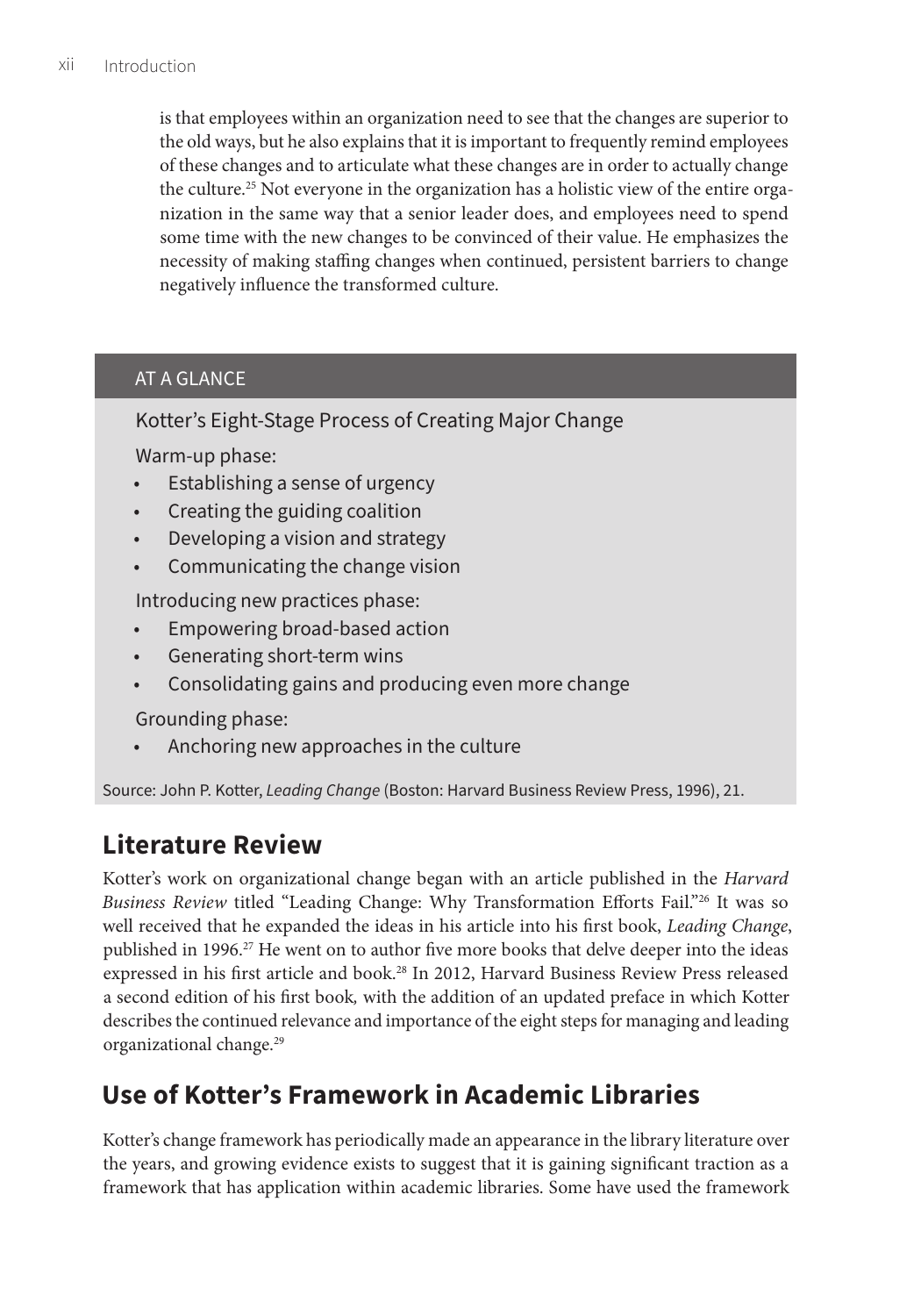is that employees within an organization need to see that the changes are superior to the old ways, but he also explains that it is important to frequently remind employees of these changes and to articulate what these changes are in order to actually change the culture.[25] Not everyone in the organization has a holistic view of the entire organization in the same way that a senior leader does, and employees need to spend some time with the new changes to be convinced of their value. He emphasizes the necessity of making staffing changes when continued, persistent barriers to change negatively influence the transformed culture.

> **AT A GLANCE**
>
> Kotter's Eight-Stage Process of Creating Major Change
>
> Warm-up phase:
>
> - Establishing a sense of urgency
> - Creating the guiding coalition
> - Developing a vision and strategy
> - Communicating the change vision
>
> Introducing new practices phase:
>
> - Empowering broad-based action
> - Generating short-term wins
> - Consolidating gains and producing even more change
>
> Grounding phase:
>
> - Anchoring new approaches in the culture
>
> Source: John P. Kotter, *Leading Change* (Boston: Harvard Business Review Press, 1996), 21.

## Literature Review

Kotter's work on organizational change began with an article published in the *Harvard Business Review* titled "Leading Change: Why Transformation Efforts Fail."[26] It was so well received that he expanded the ideas in his article into his first book, *Leading Change*, published in 1996.[27] He went on to author five more books that delve deeper into the ideas expressed in his first article and book.[28] In 2012, Harvard Business Review Press released a second edition of his first book, with the addition of an updated preface in which Kotter describes the continued relevance and importance of the eight steps for managing and leading organizational change.[29]

## Use of Kotter's Framework in Academic Libraries

Kotter's change framework has periodically made an appearance in the library literature over the years, and growing evidence exists to suggest that it is gaining significant traction as a framework that has application within academic libraries. Some have used the framework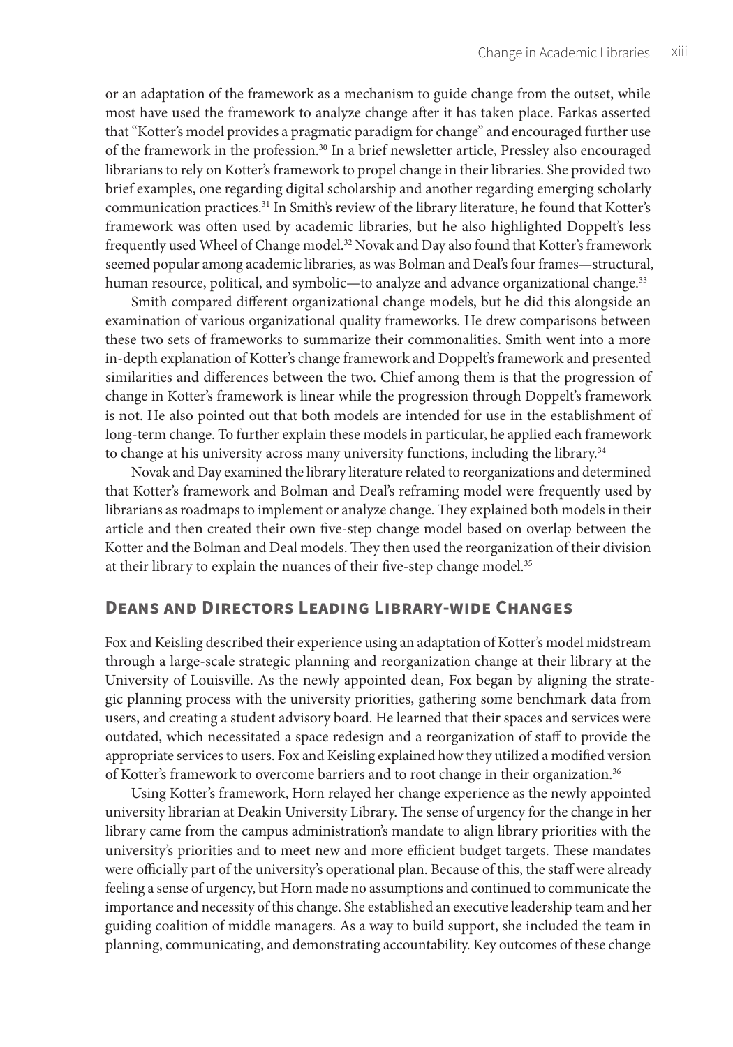or an adaptation of the framework as a mechanism to guide change from the outset, while most have used the framework to analyze change after it has taken place. Farkas asserted that "Kotter's model provides a pragmatic paradigm for change" and encouraged further use of the framework in the profession.[30] In a brief newsletter article, Pressley also encouraged librarians to rely on Kotter's framework to propel change in their libraries. She provided two brief examples, one regarding digital scholarship and another regarding emerging scholarly communication practices.[31] In Smith's review of the library literature, he found that Kotter's framework was often used by academic libraries, but he also highlighted Doppelt's less frequently used Wheel of Change model.[32] Novak and Day also found that Kotter's framework seemed popular among academic libraries, as was Bolman and Deal's four frames—structural, human resource, political, and symbolic—to analyze and advance organizational change.[33]

Smith compared different organizational change models, but he did this alongside an examination of various organizational quality frameworks. He drew comparisons between these two sets of frameworks to summarize their commonalities. Smith went into a more in-depth explanation of Kotter's change framework and Doppelt's framework and presented similarities and differences between the two. Chief among them is that the progression of change in Kotter's framework is linear while the progression through Doppelt's framework is not. He also pointed out that both models are intended for use in the establishment of long-term change. To further explain these models in particular, he applied each framework to change at his university across many university functions, including the library.[34]

Novak and Day examined the library literature related to reorganizations and determined that Kotter's framework and Bolman and Deal's reframing model were frequently used by librarians as roadmaps to implement or analyze change. They explained both models in their article and then created their own five-step change model based on overlap between the Kotter and the Bolman and Deal models. They then used the reorganization of their division at their library to explain the nuances of their five-step change model.[35]

## Deans and Directors Leading Library-wide Changes

Fox and Keisling described their experience using an adaptation of Kotter's model midstream through a large-scale strategic planning and reorganization change at their library at the University of Louisville. As the newly appointed dean, Fox began by aligning the strategic planning process with the university priorities, gathering some benchmark data from users, and creating a student advisory board. He learned that their spaces and services were outdated, which necessitated a space redesign and a reorganization of staff to provide the appropriate services to users. Fox and Keisling explained how they utilized a modified version of Kotter's framework to overcome barriers and to root change in their organization.[36]

Using Kotter's framework, Horn relayed her change experience as the newly appointed university librarian at Deakin University Library. The sense of urgency for the change in her library came from the campus administration's mandate to align library priorities with the university's priorities and to meet new and more efficient budget targets. These mandates were officially part of the university's operational plan. Because of this, the staff were already feeling a sense of urgency, but Horn made no assumptions and continued to communicate the importance and necessity of this change. She established an executive leadership team and her guiding coalition of middle managers. As a way to build support, she included the team in planning, communicating, and demonstrating accountability. Key outcomes of these change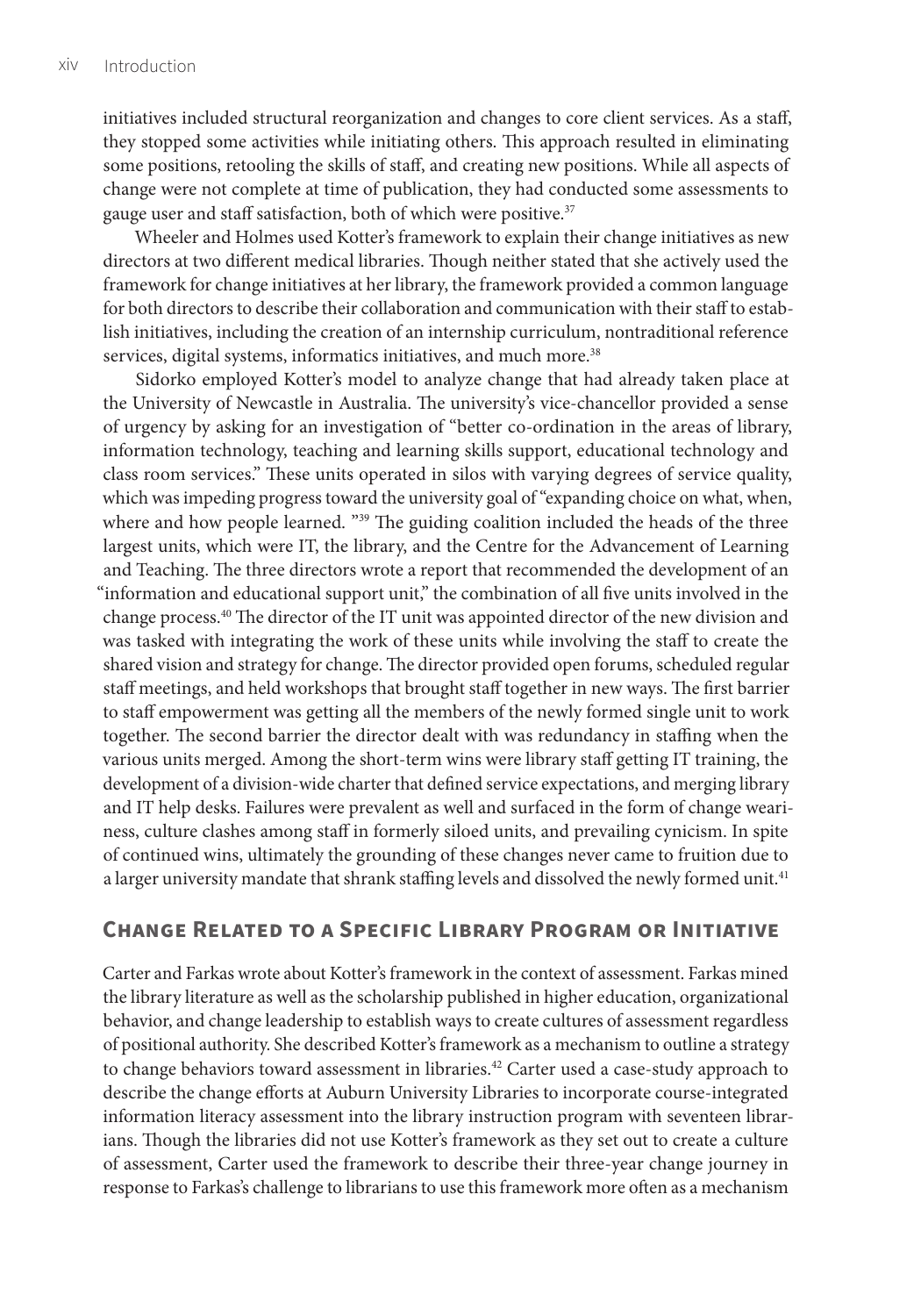initiatives included structural reorganization and changes to core client services. As a staff, they stopped some activities while initiating others. This approach resulted in eliminating some positions, retooling the skills of staff, and creating new positions. While all aspects of change were not complete at time of publication, they had conducted some assessments to gauge user and staff satisfaction, both of which were positive.[37]

Wheeler and Holmes used Kotter's framework to explain their change initiatives as new directors at two different medical libraries. Though neither stated that she actively used the framework for change initiatives at her library, the framework provided a common language for both directors to describe their collaboration and communication with their staff to establish initiatives, including the creation of an internship curriculum, nontraditional reference services, digital systems, informatics initiatives, and much more.[38]

Sidorko employed Kotter's model to analyze change that had already taken place at the University of Newcastle in Australia. The university's vice-chancellor provided a sense of urgency by asking for an investigation of "better co-ordination in the areas of library, information technology, teaching and learning skills support, educational technology and class room services." These units operated in silos with varying degrees of service quality, which was impeding progress toward the university goal of "expanding choice on what, when, where and how people learned. "[39] The guiding coalition included the heads of the three largest units, which were IT, the library, and the Centre for the Advancement of Learning and Teaching. The three directors wrote a report that recommended the development of an "information and educational support unit," the combination of all five units involved in the change process.[40] The director of the IT unit was appointed director of the new division and was tasked with integrating the work of these units while involving the staff to create the shared vision and strategy for change. The director provided open forums, scheduled regular staff meetings, and held workshops that brought staff together in new ways. The first barrier to staff empowerment was getting all the members of the newly formed single unit to work together. The second barrier the director dealt with was redundancy in staffing when the various units merged. Among the short-term wins were library staff getting IT training, the development of a division-wide charter that defined service expectations, and merging library and IT help desks. Failures were prevalent as well and surfaced in the form of change weariness, culture clashes among staff in formerly siloed units, and prevailing cynicism. In spite of continued wins, ultimately the grounding of these changes never came to fruition due to a larger university mandate that shrank staffing levels and dissolved the newly formed unit.[41]

## Change Related to a Specific Library Program or Initiative

Carter and Farkas wrote about Kotter's framework in the context of assessment. Farkas mined the library literature as well as the scholarship published in higher education, organizational behavior, and change leadership to establish ways to create cultures of assessment regardless of positional authority. She described Kotter's framework as a mechanism to outline a strategy to change behaviors toward assessment in libraries.[42] Carter used a case-study approach to describe the change efforts at Auburn University Libraries to incorporate course-integrated information literacy assessment into the library instruction program with seventeen librarians. Though the libraries did not use Kotter's framework as they set out to create a culture of assessment, Carter used the framework to describe their three-year change journey in response to Farkas's challenge to librarians to use this framework more often as a mechanism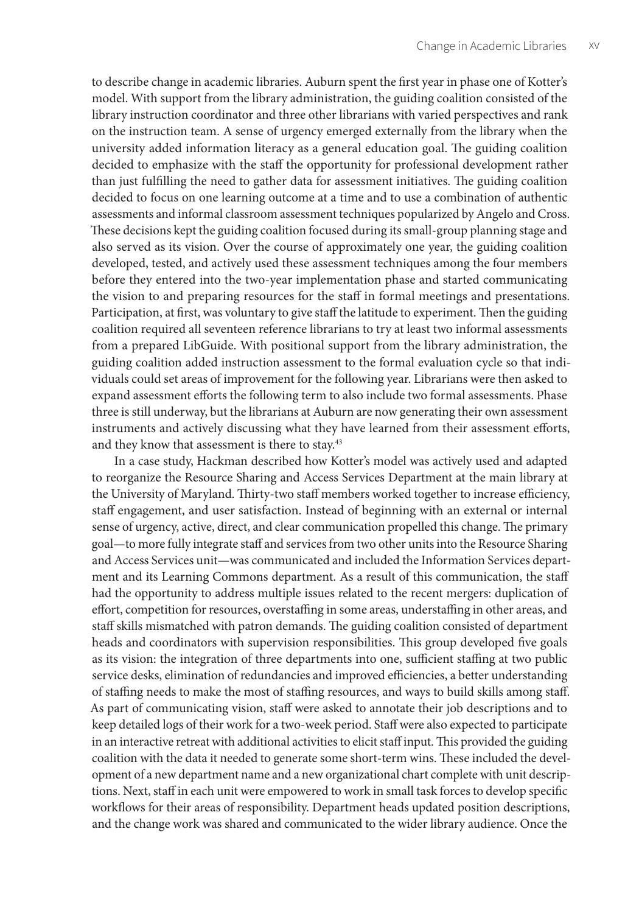to describe change in academic libraries. Auburn spent the first year in phase one of Kotter's model. With support from the library administration, the guiding coalition consisted of the library instruction coordinator and three other librarians with varied perspectives and rank on the instruction team. A sense of urgency emerged externally from the library when the university added information literacy as a general education goal. The guiding coalition decided to emphasize with the staff the opportunity for professional development rather than just fulfilling the need to gather data for assessment initiatives. The guiding coalition decided to focus on one learning outcome at a time and to use a combination of authentic assessments and informal classroom assessment techniques popularized by Angelo and Cross. These decisions kept the guiding coalition focused during its small-group planning stage and also served as its vision. Over the course of approximately one year, the guiding coalition developed, tested, and actively used these assessment techniques among the four members before they entered into the two-year implementation phase and started communicating the vision to and preparing resources for the staff in formal meetings and presentations. Participation, at first, was voluntary to give staff the latitude to experiment. Then the guiding coalition required all seventeen reference librarians to try at least two informal assessments from a prepared LibGuide. With positional support from the library administration, the guiding coalition added instruction assessment to the formal evaluation cycle so that individuals could set areas of improvement for the following year. Librarians were then asked to expand assessment efforts the following term to also include two formal assessments. Phase three is still underway, but the librarians at Auburn are now generating their own assessment instruments and actively discussing what they have learned from their assessment efforts, and they know that assessment is there to stay.[43]

In a case study, Hackman described how Kotter's model was actively used and adapted to reorganize the Resource Sharing and Access Services Department at the main library at the University of Maryland. Thirty-two staff members worked together to increase efficiency, staff engagement, and user satisfaction. Instead of beginning with an external or internal sense of urgency, active, direct, and clear communication propelled this change. The primary goal—to more fully integrate staff and services from two other units into the Resource Sharing and Access Services unit—was communicated and included the Information Services department and its Learning Commons department. As a result of this communication, the staff had the opportunity to address multiple issues related to the recent mergers: duplication of effort, competition for resources, overstaffing in some areas, understaffing in other areas, and staff skills mismatched with patron demands. The guiding coalition consisted of department heads and coordinators with supervision responsibilities. This group developed five goals as its vision: the integration of three departments into one, sufficient staffing at two public service desks, elimination of redundancies and improved efficiencies, a better understanding of staffing needs to make the most of staffing resources, and ways to build skills among staff. As part of communicating vision, staff were asked to annotate their job descriptions and to keep detailed logs of their work for a two-week period. Staff were also expected to participate in an interactive retreat with additional activities to elicit staff input. This provided the guiding coalition with the data it needed to generate some short-term wins. These included the development of a new department name and a new organizational chart complete with unit descriptions. Next, staff in each unit were empowered to work in small task forces to develop specific workflows for their areas of responsibility. Department heads updated position descriptions, and the change work was shared and communicated to the wider library audience. Once the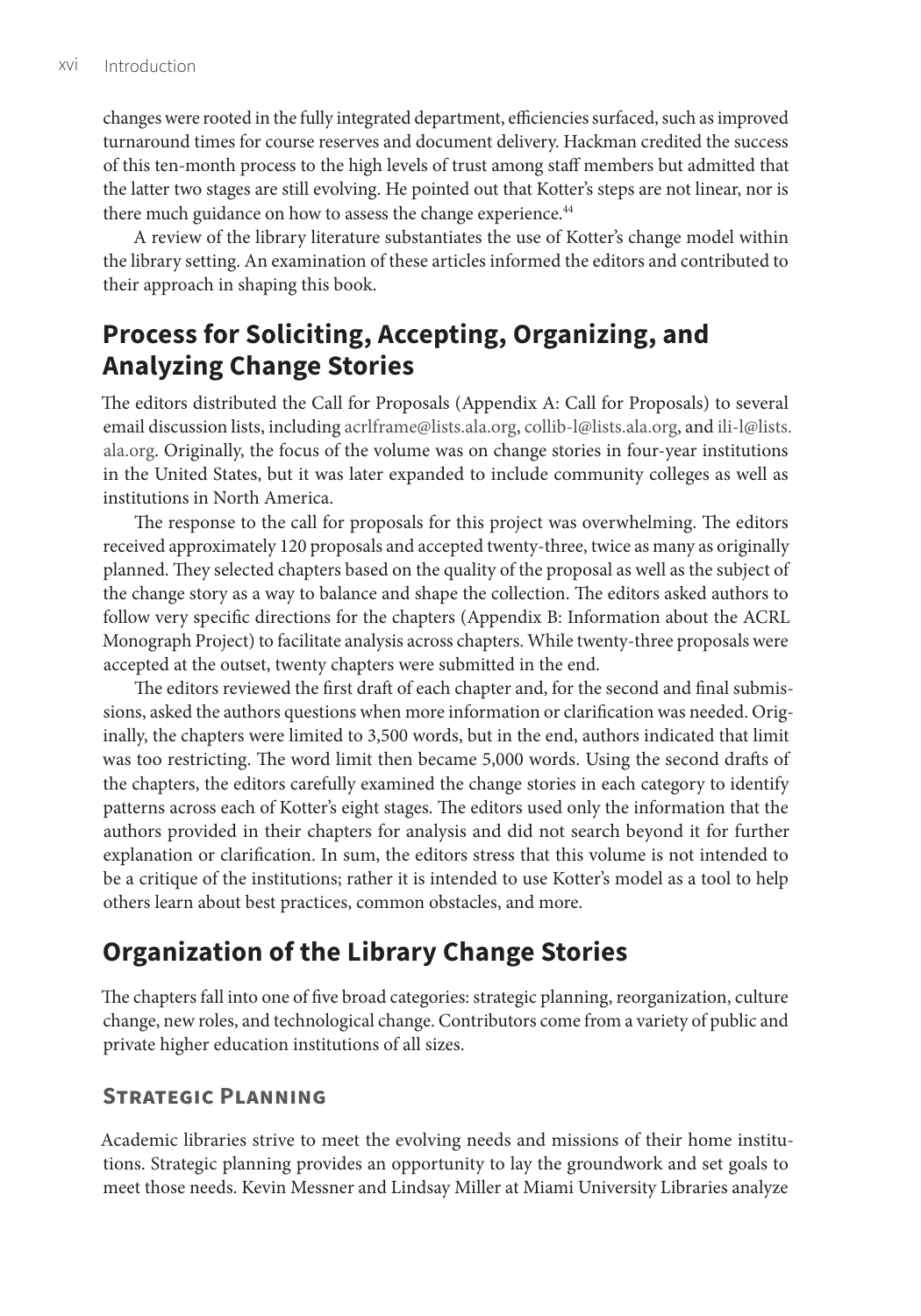changes were rooted in the fully integrated department, efficiencies surfaced, such as improved turnaround times for course reserves and document delivery. Hackman credited the success of this ten-month process to the high levels of trust among staff members but admitted that the latter two stages are still evolving. He pointed out that Kotter's steps are not linear, nor is there much guidance on how to assess the change experience.[44]

A review of the library literature substantiates the use of Kotter's change model within the library setting. An examination of these articles informed the editors and contributed to their approach in shaping this book.

## Process for Soliciting, Accepting, Organizing, and Analyzing Change Stories

The editors distributed the Call for Proposals (Appendix A: Call for Proposals) to several email discussion lists, including acrlframe@lists.ala.org, collib-l@lists.ala.org, and ili-l@lists.ala.org. Originally, the focus of the volume was on change stories in four-year institutions in the United States, but it was later expanded to include community colleges as well as institutions in North America.

The response to the call for proposals for this project was overwhelming. The editors received approximately 120 proposals and accepted twenty-three, twice as many as originally planned. They selected chapters based on the quality of the proposal as well as the subject of the change story as a way to balance and shape the collection. The editors asked authors to follow very specific directions for the chapters (Appendix B: Information about the ACRL Monograph Project) to facilitate analysis across chapters. While twenty-three proposals were accepted at the outset, twenty chapters were submitted in the end.

The editors reviewed the first draft of each chapter and, for the second and final submissions, asked the authors questions when more information or clarification was needed. Originally, the chapters were limited to 3,500 words, but in the end, authors indicated that limit was too restricting. The word limit then became 5,000 words. Using the second drafts of the chapters, the editors carefully examined the change stories in each category to identify patterns across each of Kotter's eight stages. The editors used only the information that the authors provided in their chapters for analysis and did not search beyond it for further explanation or clarification. In sum, the editors stress that this volume is not intended to be a critique of the institutions; rather it is intended to use Kotter's model as a tool to help others learn about best practices, common obstacles, and more.

## Organization of the Library Change Stories

The chapters fall into one of five broad categories: strategic planning, reorganization, culture change, new roles, and technological change. Contributors come from a variety of public and private higher education institutions of all sizes.

### Strategic Planning

Academic libraries strive to meet the evolving needs and missions of their home institutions. Strategic planning provides an opportunity to lay the groundwork and set goals to meet those needs. Kevin Messner and Lindsay Miller at Miami University Libraries analyze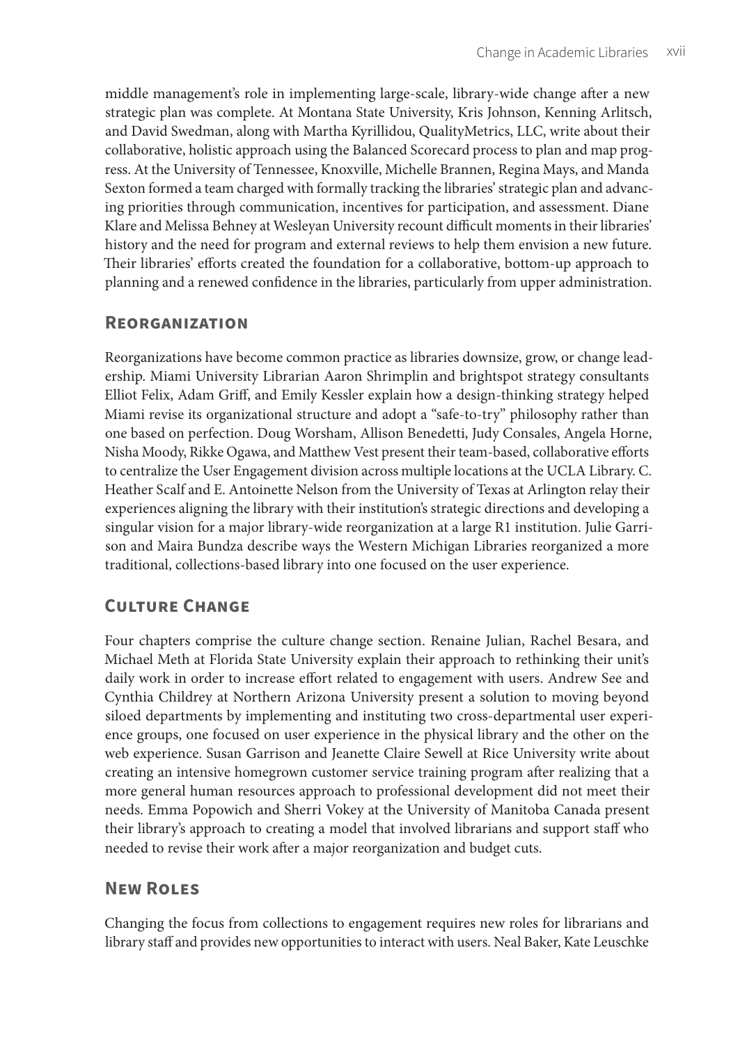middle management's role in implementing large-scale, library-wide change after a new strategic plan was complete. At Montana State University, Kris Johnson, Kenning Arlitsch, and David Swedman, along with Martha Kyrillidou, QualityMetrics, LLC, write about their collaborative, holistic approach using the Balanced Scorecard process to plan and map progress. At the University of Tennessee, Knoxville, Michelle Brannen, Regina Mays, and Manda Sexton formed a team charged with formally tracking the libraries' strategic plan and advancing priorities through communication, incentives for participation, and assessment. Diane Klare and Melissa Behney at Wesleyan University recount difficult moments in their libraries' history and the need for program and external reviews to help them envision a new future. Their libraries' efforts created the foundation for a collaborative, bottom-up approach to planning and a renewed confidence in the libraries, particularly from upper administration.

## Reorganization

Reorganizations have become common practice as libraries downsize, grow, or change leadership. Miami University Librarian Aaron Shrimplin and brightspot strategy consultants Elliot Felix, Adam Griff, and Emily Kessler explain how a design-thinking strategy helped Miami revise its organizational structure and adopt a "safe-to-try" philosophy rather than one based on perfection. Doug Worsham, Allison Benedetti, Judy Consales, Angela Horne, Nisha Moody, Rikke Ogawa, and Matthew Vest present their team-based, collaborative efforts to centralize the User Engagement division across multiple locations at the UCLA Library. C. Heather Scalf and E. Antoinette Nelson from the University of Texas at Arlington relay their experiences aligning the library with their institution's strategic directions and developing a singular vision for a major library-wide reorganization at a large R1 institution. Julie Garrison and Maira Bundza describe ways the Western Michigan Libraries reorganized a more traditional, collections-based library into one focused on the user experience.

## Culture Change

Four chapters comprise the culture change section. Renaine Julian, Rachel Besara, and Michael Meth at Florida State University explain their approach to rethinking their unit's daily work in order to increase effort related to engagement with users. Andrew See and Cynthia Childrey at Northern Arizona University present a solution to moving beyond siloed departments by implementing and instituting two cross-departmental user experience groups, one focused on user experience in the physical library and the other on the web experience. Susan Garrison and Jeanette Claire Sewell at Rice University write about creating an intensive homegrown customer service training program after realizing that a more general human resources approach to professional development did not meet their needs. Emma Popowich and Sherri Vokey at the University of Manitoba Canada present their library's approach to creating a model that involved librarians and support staff who needed to revise their work after a major reorganization and budget cuts.

## New Roles

Changing the focus from collections to engagement requires new roles for librarians and library staff and provides new opportunities to interact with users. Neal Baker, Kate Leuschke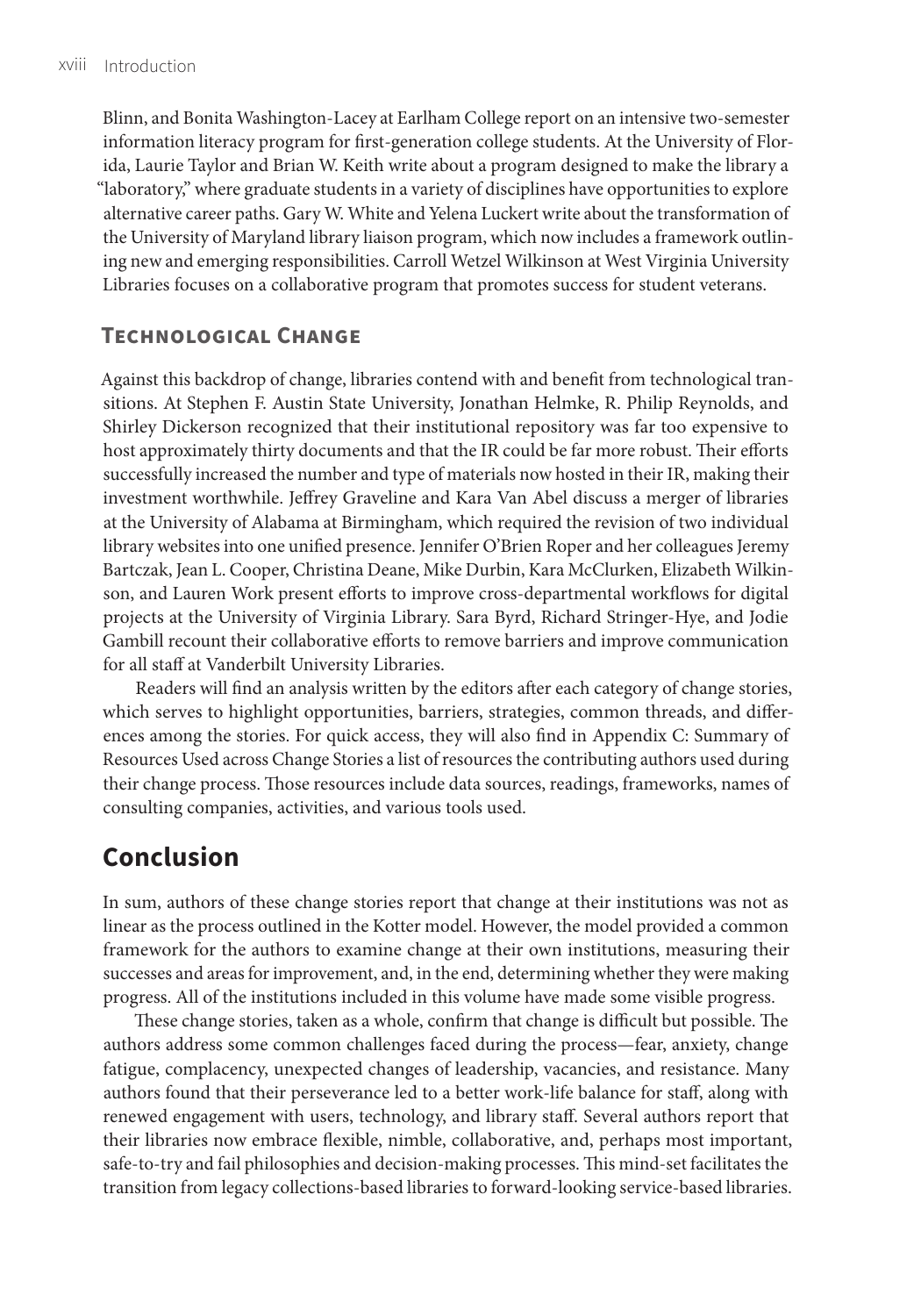Blinn, and Bonita Washington-Lacey at Earlham College report on an intensive two-semester information literacy program for first-generation college students. At the University of Florida, Laurie Taylor and Brian W. Keith write about a program designed to make the library a "laboratory," where graduate students in a variety of disciplines have opportunities to explore alternative career paths. Gary W. White and Yelena Luckert write about the transformation of the University of Maryland library liaison program, which now includes a framework outlining new and emerging responsibilities. Carroll Wetzel Wilkinson at West Virginia University Libraries focuses on a collaborative program that promotes success for student veterans.

### Technological Change

Against this backdrop of change, libraries contend with and benefit from technological transitions. At Stephen F. Austin State University, Jonathan Helmke, R. Philip Reynolds, and Shirley Dickerson recognized that their institutional repository was far too expensive to host approximately thirty documents and that the IR could be far more robust. Their efforts successfully increased the number and type of materials now hosted in their IR, making their investment worthwhile. Jeffrey Graveline and Kara Van Abel discuss a merger of libraries at the University of Alabama at Birmingham, which required the revision of two individual library websites into one unified presence. Jennifer O'Brien Roper and her colleagues Jeremy Bartczak, Jean L. Cooper, Christina Deane, Mike Durbin, Kara McClurken, Elizabeth Wilkinson, and Lauren Work present efforts to improve cross-departmental workflows for digital projects at the University of Virginia Library. Sara Byrd, Richard Stringer-Hye, and Jodie Gambill recount their collaborative efforts to remove barriers and improve communication for all staff at Vanderbilt University Libraries.

Readers will find an analysis written by the editors after each category of change stories, which serves to highlight opportunities, barriers, strategies, common threads, and differences among the stories. For quick access, they will also find in Appendix C: Summary of Resources Used across Change Stories a list of resources the contributing authors used during their change process. Those resources include data sources, readings, frameworks, names of consulting companies, activities, and various tools used.

## Conclusion

In sum, authors of these change stories report that change at their institutions was not as linear as the process outlined in the Kotter model. However, the model provided a common framework for the authors to examine change at their own institutions, measuring their successes and areas for improvement, and, in the end, determining whether they were making progress. All of the institutions included in this volume have made some visible progress.

These change stories, taken as a whole, confirm that change is difficult but possible. The authors address some common challenges faced during the process—fear, anxiety, change fatigue, complacency, unexpected changes of leadership, vacancies, and resistance. Many authors found that their perseverance led to a better work-life balance for staff, along with renewed engagement with users, technology, and library staff. Several authors report that their libraries now embrace flexible, nimble, collaborative, and, perhaps most important, safe-to-try and fail philosophies and decision-making processes. This mind-set facilitates the transition from legacy collections-based libraries to forward-looking service-based libraries.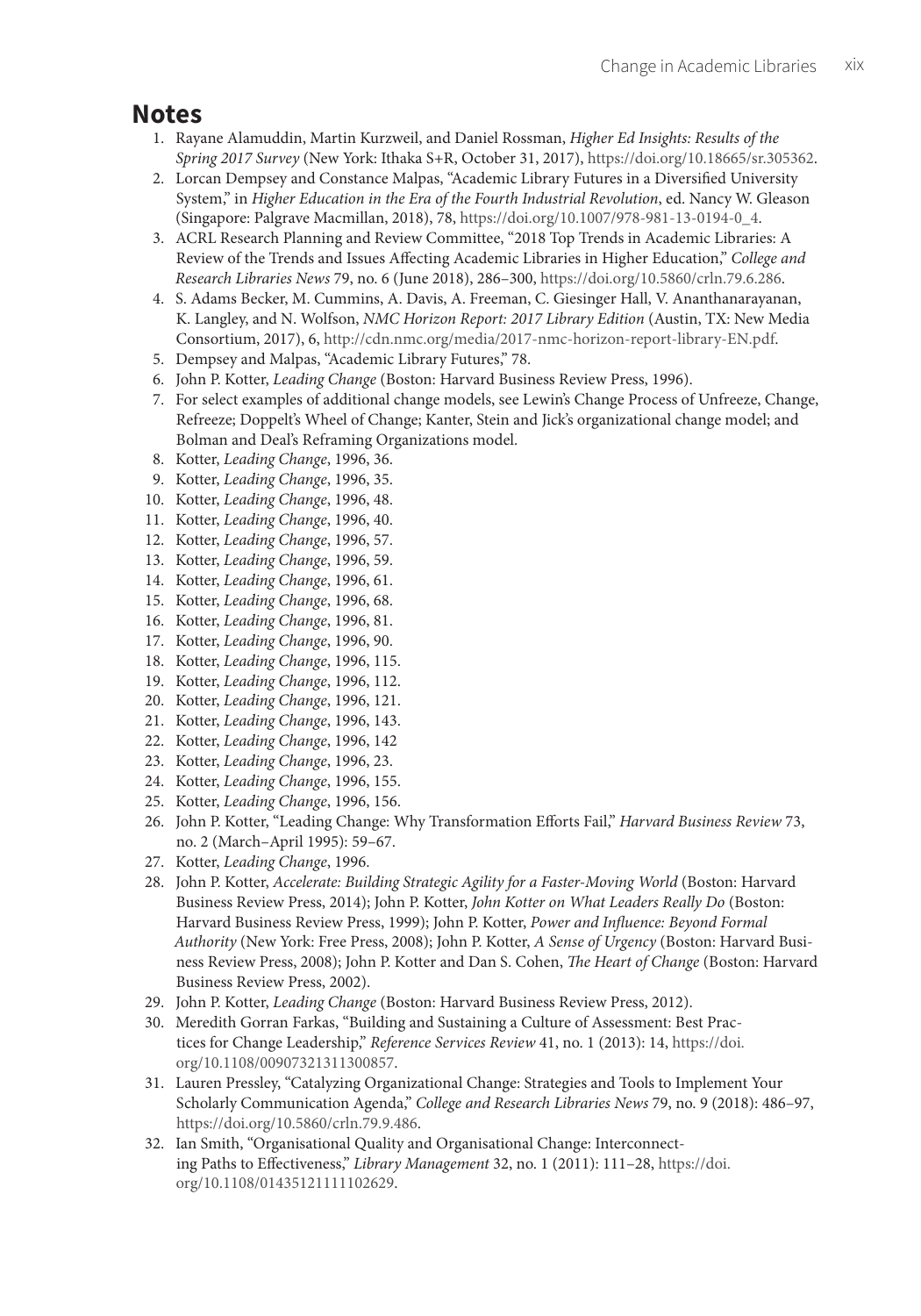## Notes

1. Rayane Alamuddin, Martin Kurzweil, and Daniel Rossman, *Higher Ed Insights: Results of the Spring 2017 Survey* (New York: Ithaka S+R, October 31, 2017), https://doi.org/10.18665/sr.305362.
2. Lorcan Dempsey and Constance Malpas, "Academic Library Futures in a Diversified University System," in *Higher Education in the Era of the Fourth Industrial Revolution*, ed. Nancy W. Gleason (Singapore: Palgrave Macmillan, 2018), 78, https://doi.org/10.1007/978-981-13-0194-0_4.
3. ACRL Research Planning and Review Committee, "2018 Top Trends in Academic Libraries: A Review of the Trends and Issues Affecting Academic Libraries in Higher Education," *College and Research Libraries News* 79, no. 6 (June 2018), 286–300, https://doi.org/10.5860/crln.79.6.286.
4. S. Adams Becker, M. Cummins, A. Davis, A. Freeman, C. Giesinger Hall, V. Ananthanarayanan, K. Langley, and N. Wolfson, *NMC Horizon Report: 2017 Library Edition* (Austin, TX: New Media Consortium, 2017), 6, http://cdn.nmc.org/media/2017-nmc-horizon-report-library-EN.pdf.
5. Dempsey and Malpas, "Academic Library Futures," 78.
6. John P. Kotter, *Leading Change* (Boston: Harvard Business Review Press, 1996).
7. For select examples of additional change models, see Lewin's Change Process of Unfreeze, Change, Refreeze; Doppelt's Wheel of Change; Kanter, Stein and Jick's organizational change model; and Bolman and Deal's Reframing Organizations model.
8. Kotter, *Leading Change*, 1996, 36.
9. Kotter, *Leading Change*, 1996, 35.
10. Kotter, *Leading Change*, 1996, 48.
11. Kotter, *Leading Change*, 1996, 40.
12. Kotter, *Leading Change*, 1996, 57.
13. Kotter, *Leading Change*, 1996, 59.
14. Kotter, *Leading Change*, 1996, 61.
15. Kotter, *Leading Change*, 1996, 68.
16. Kotter, *Leading Change*, 1996, 81.
17. Kotter, *Leading Change*, 1996, 90.
18. Kotter, *Leading Change*, 1996, 115.
19. Kotter, *Leading Change*, 1996, 112.
20. Kotter, *Leading Change*, 1996, 121.
21. Kotter, *Leading Change*, 1996, 143.
22. Kotter, *Leading Change*, 1996, 142
23. Kotter, *Leading Change*, 1996, 23.
24. Kotter, *Leading Change*, 1996, 155.
25. Kotter, *Leading Change*, 1996, 156.
26. John P. Kotter, "Leading Change: Why Transformation Efforts Fail," *Harvard Business Review* 73, no. 2 (March–April 1995): 59–67.
27. Kotter, *Leading Change*, 1996.
28. John P. Kotter, *Accelerate: Building Strategic Agility for a Faster-Moving World* (Boston: Harvard Business Review Press, 2014); John P. Kotter, *John Kotter on What Leaders Really Do* (Boston: Harvard Business Review Press, 1999); John P. Kotter, *Power and Influence: Beyond Formal Authority* (New York: Free Press, 2008); John P. Kotter, *A Sense of Urgency* (Boston: Harvard Business Review Press, 2008); John P. Kotter and Dan S. Cohen, *The Heart of Change* (Boston: Harvard Business Review Press, 2002).
29. John P. Kotter, *Leading Change* (Boston: Harvard Business Review Press, 2012).
30. Meredith Gorran Farkas, "Building and Sustaining a Culture of Assessment: Best Practices for Change Leadership," *Reference Services Review* 41, no. 1 (2013): 14, https://doi.org/10.1108/00907321311300857.
31. Lauren Pressley, "Catalyzing Organizational Change: Strategies and Tools to Implement Your Scholarly Communication Agenda," *College and Research Libraries News* 79, no. 9 (2018): 486–97, https://doi.org/10.5860/crln.79.9.486.
32. Ian Smith, "Organisational Quality and Organisational Change: Interconnecting Paths to Effectiveness," *Library Management* 32, no. 1 (2011): 111–28, https://doi.org/10.1108/01435121111102629.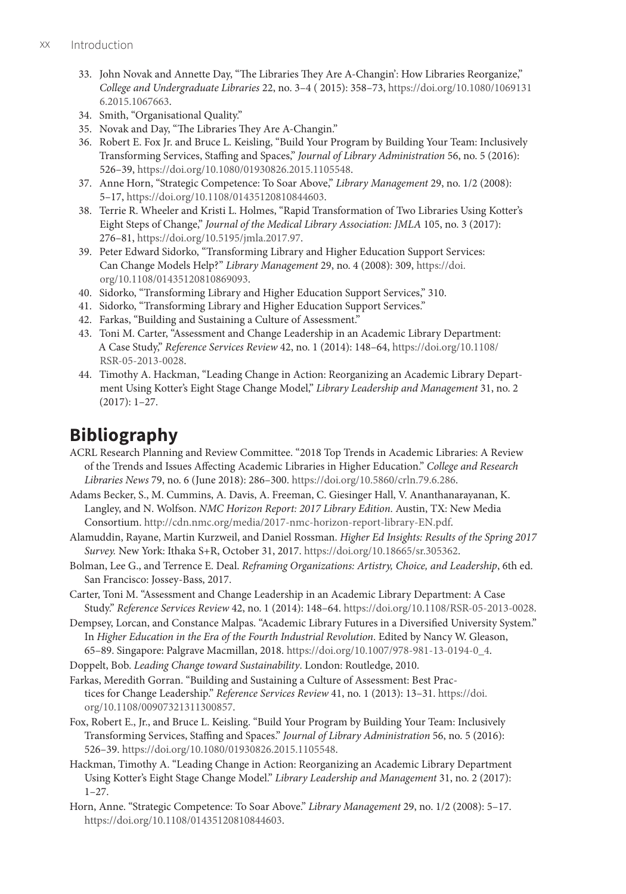33. John Novak and Annette Day, "The Libraries They Are A-Changin': How Libraries Reorganize," *College and Undergraduate Libraries* 22, no. 3–4 ( 2015): 358–73, https://doi.org/10.1080/10691316.2015.1067663.
34. Smith, "Organisational Quality."
35. Novak and Day, "The Libraries They Are A-Changin."
36. Robert E. Fox Jr. and Bruce L. Keisling, "Build Your Program by Building Your Team: Inclusively Transforming Services, Staffing and Spaces," *Journal of Library Administration* 56, no. 5 (2016): 526–39, https://doi.org/10.1080/01930826.2015.1105548.
37. Anne Horn, "Strategic Competence: To Soar Above," *Library Management* 29, no. 1/2 (2008): 5–17, https://doi.org/10.1108/01435120810844603.
38. Terrie R. Wheeler and Kristi L. Holmes, "Rapid Transformation of Two Libraries Using Kotter's Eight Steps of Change," *Journal of the Medical Library Association: JMLA* 105, no. 3 (2017): 276–81, https://doi.org/10.5195/jmla.2017.97.
39. Peter Edward Sidorko, "Transforming Library and Higher Education Support Services: Can Change Models Help?" *Library Management* 29, no. 4 (2008): 309, https://doi.org/10.1108/01435120810869093.
40. Sidorko, "Transforming Library and Higher Education Support Services," 310.
41. Sidorko, "Transforming Library and Higher Education Support Services."
42. Farkas, "Building and Sustaining a Culture of Assessment."
43. Toni M. Carter, "Assessment and Change Leadership in an Academic Library Department: A Case Study," *Reference Services Review* 42, no. 1 (2014): 148–64, https://doi.org/10.1108/RSR-05-2013-0028.
44. Timothy A. Hackman, "Leading Change in Action: Reorganizing an Academic Library Department Using Kotter's Eight Stage Change Model," *Library Leadership and Management* 31, no. 2 (2017): 1–27.

## Bibliography

ACRL Research Planning and Review Committee. "2018 Top Trends in Academic Libraries: A Review of the Trends and Issues Affecting Academic Libraries in Higher Education." *College and Research Libraries News* 79, no. 6 (June 2018): 286–300. https://doi.org/10.5860/crln.79.6.286.

Adams Becker, S., M. Cummins, A. Davis, A. Freeman, C. Giesinger Hall, V. Ananthanarayanan, K. Langley, and N. Wolfson. *NMC Horizon Report: 2017 Library Edition*. Austin, TX: New Media Consortium. http://cdn.nmc.org/media/2017-nmc-horizon-report-library-EN.pdf.

Alamuddin, Rayane, Martin Kurzweil, and Daniel Rossman. *Higher Ed Insights: Results of the Spring 2017 Survey.* New York: Ithaka S+R, October 31, 2017. https://doi.org/10.18665/sr.305362.

Bolman, Lee G., and Terrence E. Deal. *Reframing Organizations: Artistry, Choice, and Leadership*, 6th ed. San Francisco: Jossey-Bass, 2017.

Carter, Toni M. "Assessment and Change Leadership in an Academic Library Department: A Case Study." *Reference Services Review* 42, no. 1 (2014): 148–64. https://doi.org/10.1108/RSR-05-2013-0028.

Dempsey, Lorcan, and Constance Malpas. "Academic Library Futures in a Diversified University System." In *Higher Education in the Era of the Fourth Industrial Revolution*. Edited by Nancy W. Gleason, 65–89. Singapore: Palgrave Macmillan, 2018. https://doi.org/10.1007/978-981-13-0194-0_4.

Doppelt, Bob. *Leading Change toward Sustainability*. London: Routledge, 2010.

Farkas, Meredith Gorran. "Building and Sustaining a Culture of Assessment: Best Practices for Change Leadership." *Reference Services Review* 41, no. 1 (2013): 13–31. https://doi.org/10.1108/00907321311300857.

Fox, Robert E., Jr., and Bruce L. Keisling. "Build Your Program by Building Your Team: Inclusively Transforming Services, Staffing and Spaces." *Journal of Library Administration* 56, no. 5 (2016): 526–39. https://doi.org/10.1080/01930826.2015.1105548.

Hackman, Timothy A. "Leading Change in Action: Reorganizing an Academic Library Department Using Kotter's Eight Stage Change Model." *Library Leadership and Management* 31, no. 2 (2017): 1–27.

Horn, Anne. "Strategic Competence: To Soar Above." *Library Management* 29, no. 1/2 (2008): 5–17. https://doi.org/10.1108/01435120810844603.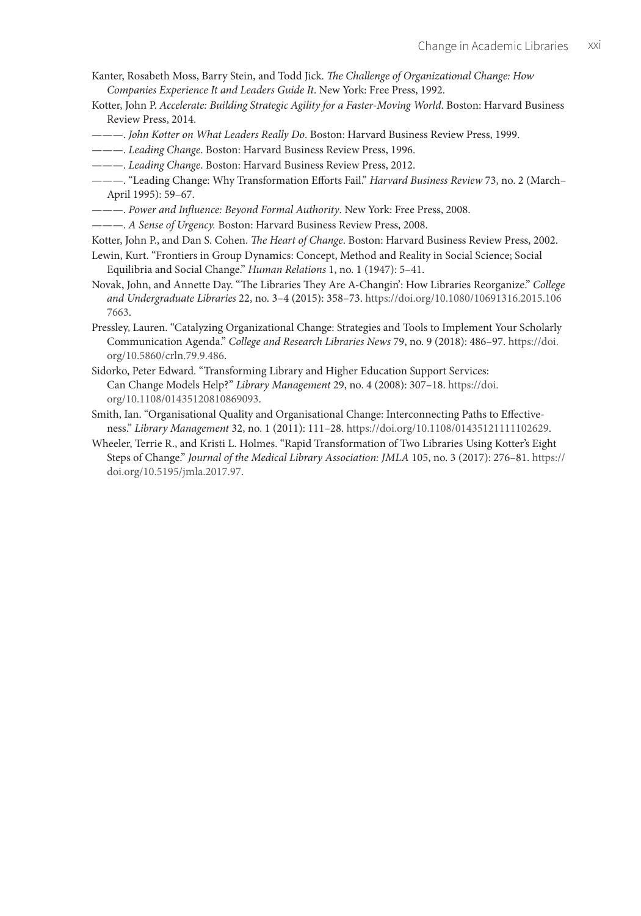Kanter, Rosabeth Moss, Barry Stein, and Todd Jick. *The Challenge of Organizational Change: How Companies Experience It and Leaders Guide It*. New York: Free Press, 1992.

Kotter, John P. *Accelerate: Building Strategic Agility for a Faster-Moving World*. Boston: Harvard Business Review Press, 2014.

———. *John Kotter on What Leaders Really Do*. Boston: Harvard Business Review Press, 1999.

———. *Leading Change*. Boston: Harvard Business Review Press, 1996.

———. *Leading Change*. Boston: Harvard Business Review Press, 2012.

———. "Leading Change: Why Transformation Efforts Fail." *Harvard Business Review* 73, no. 2 (March–April 1995): 59–67.

———. *Power and Influence: Beyond Formal Authority*. New York: Free Press, 2008.

———. *A Sense of Urgency.* Boston: Harvard Business Review Press, 2008.

Kotter, John P., and Dan S. Cohen. *The Heart of Change*. Boston: Harvard Business Review Press, 2002.

Lewin, Kurt. "Frontiers in Group Dynamics: Concept, Method and Reality in Social Science; Social Equilibria and Social Change." *Human Relations* 1, no. 1 (1947): 5–41.

Novak, John, and Annette Day. "The Libraries They Are A-Changin': How Libraries Reorganize." *College and Undergraduate Libraries* 22, no. 3–4 (2015): 358–73. https://doi.org/10.1080/10691316.2015.1067663.

Pressley, Lauren. "Catalyzing Organizational Change: Strategies and Tools to Implement Your Scholarly Communication Agenda." *College and Research Libraries News* 79, no. 9 (2018): 486–97. https://doi.org/10.5860/crln.79.9.486.

Sidorko, Peter Edward. "Transforming Library and Higher Education Support Services: Can Change Models Help?" *Library Management* 29, no. 4 (2008): 307–18. https://doi.org/10.1108/01435120810869093.

Smith, Ian. "Organisational Quality and Organisational Change: Interconnecting Paths to Effectiveness." *Library Management* 32, no. 1 (2011): 111–28. https://doi.org/10.1108/01435121111102629.

Wheeler, Terrie R., and Kristi L. Holmes. "Rapid Transformation of Two Libraries Using Kotter's Eight Steps of Change." *Journal of the Medical Library Association: JMLA* 105, no. 3 (2017): 276–81. https://doi.org/10.5195/jmla.2017.97.